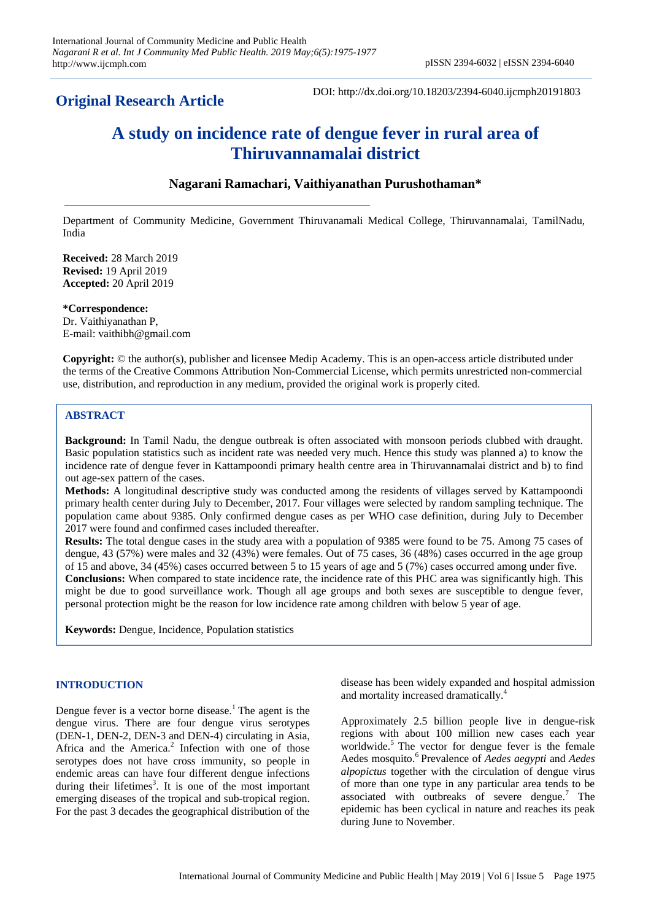**Original Research Article**

DOI: http://dx.doi.org/10.18203/2394-6040.ijcmph20191803

# A study on incidence rate of dengue fever in rural area of Thiruvannamalai district

**Nagarani Ramachari, Vaithiyanathan Purushothaman***

Department of Community Medicine, Government Thiruvanamali Medical College, Thiruvannamalai, TamilNadu, India

**Received:** 28 March 2019
**Revised:** 19 April 2019
**Accepted:** 20 April 2019

**\*Correspondence:**
Dr. Vaithiyanathan P,
E-mail: vaithibh@gmail.com

**Copyright:** © the author(s), publisher and licensee Medip Academy. This is an open-access article distributed under the terms of the Creative Commons Attribution Non-Commercial License, which permits unrestricted non-commercial use, distribution, and reproduction in any medium, provided the original work is properly cited.

## ABSTRACT

**Background:** In Tamil Nadu, the dengue outbreak is often associated with monsoon periods clubbed with draught. Basic population statistics such as incident rate was needed very much. Hence this study was planned a) to know the incidence rate of dengue fever in Kattampoondi primary health centre area in Thiruvannamalai district and b) to find out age-sex pattern of the cases.

**Methods:** A longitudinal descriptive study was conducted among the residents of villages served by Kattampoondi primary health center during July to December, 2017. Four villages were selected by random sampling technique. The population came about 9385. Only confirmed dengue cases as per WHO case definition, during July to December 2017 were found and confirmed cases included thereafter.

**Results:** The total dengue cases in the study area with a population of 9385 were found to be 75. Among 75 cases of dengue, 43 (57%) were males and 32 (43%) were females. Out of 75 cases, 36 (48%) cases occurred in the age group of 15 and above, 34 (45%) cases occurred between 5 to 15 years of age and 5 (7%) cases occurred among under five.

**Conclusions:** When compared to state incidence rate, the incidence rate of this PHC area was significantly high. This might be due to good surveillance work. Though all age groups and both sexes are susceptible to dengue fever, personal protection might be the reason for low incidence rate among children with below 5 year of age.

**Keywords:** Dengue, Incidence, Population statistics

## INTRODUCTION

Dengue fever is a vector borne disease.[1] The agent is the dengue virus. There are four dengue virus serotypes (DEN-1, DEN-2, DEN-3 and DEN-4) circulating in Asia, Africa and the America.[2] Infection with one of those serotypes does not have cross immunity, so people in endemic areas can have four different dengue infections during their lifetimes[3]. It is one of the most important emerging diseases of the tropical and sub-tropical region. For the past 3 decades the geographical distribution of the disease has been widely expanded and hospital admission and mortality increased dramatically.[4]

Approximately 2.5 billion people live in dengue-risk regions with about 100 million new cases each year worldwide.[5] The vector for dengue fever is the female Aedes mosquito.[6] Prevalence of *Aedes aegypti* and *Aedes alpopictus* together with the circulation of dengue virus of more than one type in any particular area tends to be associated with outbreaks of severe dengue.[7] The epidemic has been cyclical in nature and reaches its peak during June to November.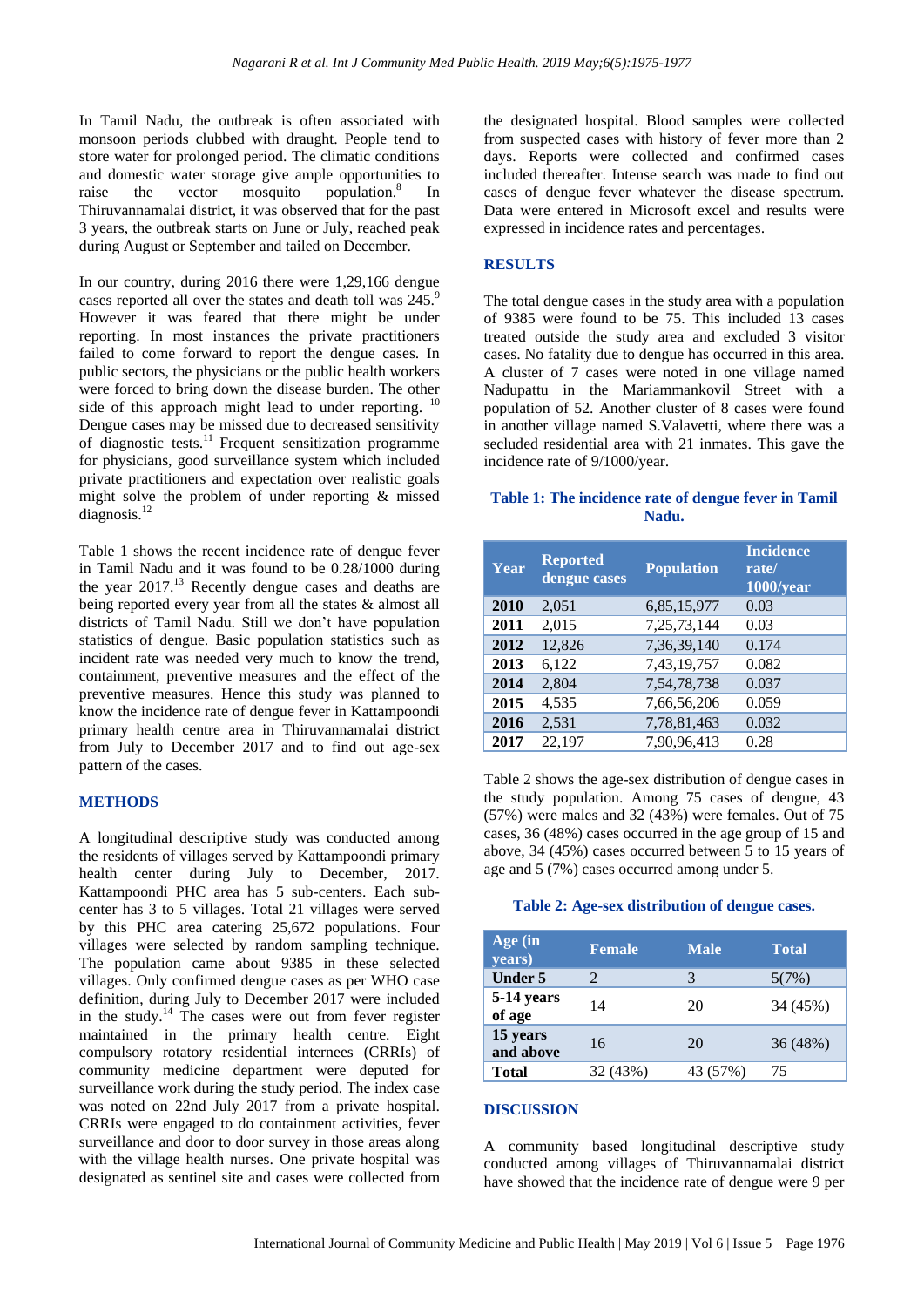In Tamil Nadu, the outbreak is often associated with monsoon periods clubbed with draught. People tend to store water for prolonged period. The climatic conditions and domestic water storage give ample opportunities to raise the vector mosquito population.[8] In Thiruvannamalai district, it was observed that for the past 3 years, the outbreak starts on June or July, reached peak during August or September and tailed on December.

In our country, during 2016 there were 1,29,166 dengue cases reported all over the states and death toll was 245.[9] However it was feared that there might be under reporting. In most instances the private practitioners failed to come forward to report the dengue cases. In public sectors, the physicians or the public health workers were forced to bring down the disease burden. The other side of this approach might lead to under reporting.[10] Dengue cases may be missed due to decreased sensitivity of diagnostic tests.[11] Frequent sensitization programme for physicians, good surveillance system which included private practitioners and expectation over realistic goals might solve the problem of under reporting & missed diagnosis.[12]

Table 1 shows the recent incidence rate of dengue fever in Tamil Nadu and it was found to be 0.28/1000 during the year 2017.[13] Recently dengue cases and deaths are being reported every year from all the states & almost all districts of Tamil Nadu. Still we don't have population statistics of dengue. Basic population statistics such as incident rate was needed very much to know the trend, containment, preventive measures and the effect of the preventive measures. Hence this study was planned to know the incidence rate of dengue fever in Kattampoondi primary health centre area in Thiruvannamalai district from July to December 2017 and to find out age-sex pattern of the cases.

## METHODS

A longitudinal descriptive study was conducted among the residents of villages served by Kattampoondi primary health center during July to December, 2017. Kattampoondi PHC area has 5 sub-centers. Each sub-center has 3 to 5 villages. Total 21 villages were served by this PHC area catering 25,672 populations. Four villages were selected by random sampling technique. The population came about 9385 in these selected villages. Only confirmed dengue cases as per WHO case definition, during July to December 2017 were included in the study.[14] The cases were out from fever register maintained in the primary health centre. Eight compulsory rotatory residential internees (CRRIs) of community medicine department were deputed for surveillance work during the study period. The index case was noted on 22nd July 2017 from a private hospital. CRRIs were engaged to do containment activities, fever surveillance and door to door survey in those areas along with the village health nurses. One private hospital was designated as sentinel site and cases were collected from the designated hospital. Blood samples were collected from suspected cases with history of fever more than 2 days. Reports were collected and confirmed cases included thereafter. Intense search was made to find out cases of dengue fever whatever the disease spectrum. Data were entered in Microsoft excel and results were expressed in incidence rates and percentages.

## RESULTS

The total dengue cases in the study area with a population of 9385 were found to be 75. This included 13 cases treated outside the study area and excluded 3 visitor cases. No fatality due to dengue has occurred in this area. A cluster of 7 cases were noted in one village named Nadupattu in the Mariammankovil Street with a population of 52. Another cluster of 8 cases were found in another village named S.Valavetti, where there was a secluded residential area with 21 inmates. This gave the incidence rate of 9/1000/year.

**Table 1: The incidence rate of dengue fever in Tamil Nadu.**

| Year | Reported dengue cases | Population | Incidence rate/ 1000/year |
|---|---|---|---|
| **2010** | 2,051 | 6,85,15,977 | 0.03 |
| **2011** | 2,015 | 7,25,73,144 | 0.03 |
| **2012** | 12,826 | 7,36,39,140 | 0.174 |
| **2013** | 6,122 | 7,43,19,757 | 0.082 |
| **2014** | 2,804 | 7,54,78,738 | 0.037 |
| **2015** | 4,535 | 7,66,56,206 | 0.059 |
| **2016** | 2,531 | 7,78,81,463 | 0.032 |
| **2017** | 22,197 | 7,90,96,413 | 0.28 |

Table 2 shows the age-sex distribution of dengue cases in the study population. Among 75 cases of dengue, 43 (57%) were males and 32 (43%) were females. Out of 75 cases, 36 (48%) cases occurred in the age group of 15 and above, 34 (45%) cases occurred between 5 to 15 years of age and 5 (7%) cases occurred among under 5.

**Table 2: Age-sex distribution of dengue cases.**

| Age (in years) | Female | Male | Total |
|---|---|---|---|
| **Under 5** | 2 | 3 | 5(7%) |
| **5-14 years of age** | 14 | 20 | 34 (45%) |
| **15 years and above** | 16 | 20 | 36 (48%) |
| **Total** | 32 (43%) | 43 (57%) | 75 |

## DISCUSSION

A community based longitudinal descriptive study conducted among villages of Thiruvannamalai district have showed that the incidence rate of dengue were 9 per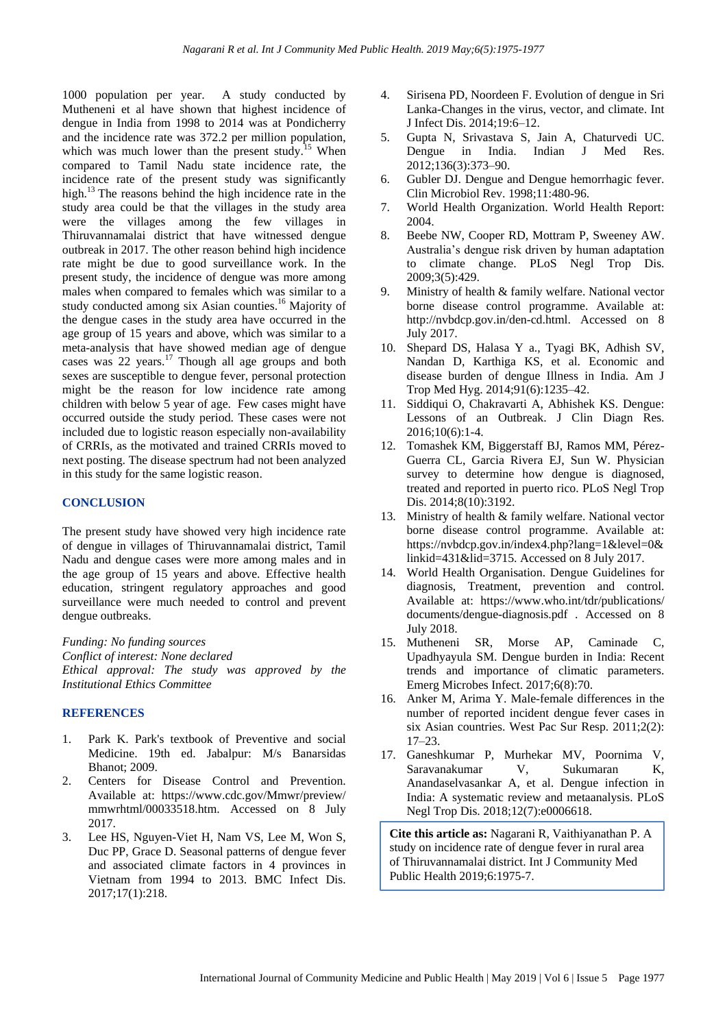1000 population per year. A study conducted by Mutheneni et al have shown that highest incidence of dengue in India from 1998 to 2014 was at Pondicherry and the incidence rate was 372.2 per million population, which was much lower than the present study.[15] When compared to Tamil Nadu state incidence rate, the incidence rate of the present study was significantly high.[13] The reasons behind the high incidence rate in the study area could be that the villages in the study area were the villages among the few villages in Thiruvannamalai district that have witnessed dengue outbreak in 2017. The other reason behind high incidence rate might be due to good surveillance work. In the present study, the incidence of dengue was more among males when compared to females which was similar to a study conducted among six Asian counties.[16] Majority of the dengue cases in the study area have occurred in the age group of 15 years and above, which was similar to a meta-analysis that have showed median age of dengue cases was 22 years.[17] Though all age groups and both sexes are susceptible to dengue fever, personal protection might be the reason for low incidence rate among children with below 5 year of age. Few cases might have occurred outside the study period. These cases were not included due to logistic reason especially non-availability of CRRIs, as the motivated and trained CRRIs moved to next posting. The disease spectrum had not been analyzed in this study for the same logistic reason.

## CONCLUSION

The present study have showed very high incidence rate of dengue in villages of Thiruvannamalai district, Tamil Nadu and dengue cases were more among males and in the age group of 15 years and above. Effective health education, stringent regulatory approaches and good surveillance were much needed to control and prevent dengue outbreaks.

*Funding: No funding sources*
*Conflict of interest: None declared*
*Ethical approval: The study was approved by the Institutional Ethics Committee*

## REFERENCES

1. Park K. Park's textbook of Preventive and social Medicine. 19th ed. Jabalpur: M/s Banarsidas Bhanot; 2009.
2. Centers for Disease Control and Prevention. Available at: https://www.cdc.gov/Mmwr/preview/mmwrhtml/00033518.htm. Accessed on 8 July 2017.
3. Lee HS, Nguyen-Viet H, Nam VS, Lee M, Won S, Duc PP, Grace D. Seasonal patterns of dengue fever and associated climate factors in 4 provinces in Vietnam from 1994 to 2013. BMC Infect Dis. 2017;17(1):218.
4. Sirisena PD, Noordeen F. Evolution of dengue in Sri Lanka-Changes in the virus, vector, and climate. Int J Infect Dis. 2014;19:6–12.
5. Gupta N, Srivastava S, Jain A, Chaturvedi UC. Dengue in India. Indian J Med Res. 2012;136(3):373–90.
6. Gubler DJ. Dengue and Dengue hemorrhagic fever. Clin Microbiol Rev. 1998;11:480-96.
7. World Health Organization. World Health Report: 2004.
8. Beebe NW, Cooper RD, Mottram P, Sweeney AW. Australia's dengue risk driven by human adaptation to climate change. PLoS Negl Trop Dis. 2009;3(5):429.
9. Ministry of health & family welfare. National vector borne disease control programme. Available at: http://nvbdcp.gov.in/den-cd.html. Accessed on 8 July 2017.
10. Shepard DS, Halasa Y a., Tyagi BK, Adhish SV, Nandan D, Karthiga KS, et al. Economic and disease burden of dengue Illness in India. Am J Trop Med Hyg. 2014;91(6):1235–42.
11. Siddiqui O, Chakravarti A, Abhishek KS. Dengue: Lessons of an Outbreak. J Clin Diagn Res. 2016;10(6):1-4.
12. Tomashek KM, Biggerstaff BJ, Ramos MM, Pérez-Guerra CL, Garcia Rivera EJ, Sun W. Physician survey to determine how dengue is diagnosed, treated and reported in puerto rico. PLoS Negl Trop Dis. 2014;8(10):3192.
13. Ministry of health & family welfare. National vector borne disease control programme. Available at: https://nvbdcp.gov.in/index4.php?lang=1&level=0&linkid=431&lid=3715. Accessed on 8 July 2017.
14. World Health Organisation. Dengue Guidelines for diagnosis, Treatment, prevention and control. Available at: https://www.who.int/tdr/publications/documents/dengue-diagnosis.pdf . Accessed on 8 July 2018.
15. Mutheneni SR, Morse AP, Caminade C, Upadhyayula SM. Dengue burden in India: Recent trends and importance of climatic parameters. Emerg Microbes Infect. 2017;6(8):70.
16. Anker M, Arima Y. Male-female differences in the number of reported incident dengue fever cases in six Asian countries. West Pac Sur Resp. 2011;2(2): 17–23.
17. Ganeshkumar P, Murhekar MV, Poornima V, Saravanakumar V, Sukumaran K, Anandaselvasankar A, et al. Dengue infection in India: A systematic review and metaanalysis. PLoS Negl Trop Dis. 2018;12(7):e0006618.

**Cite this article as:** Nagarani R, Vaithiyanathan P. A study on incidence rate of dengue fever in rural area of Thiruvannamalai district. Int J Community Med Public Health 2019;6:1975-7.